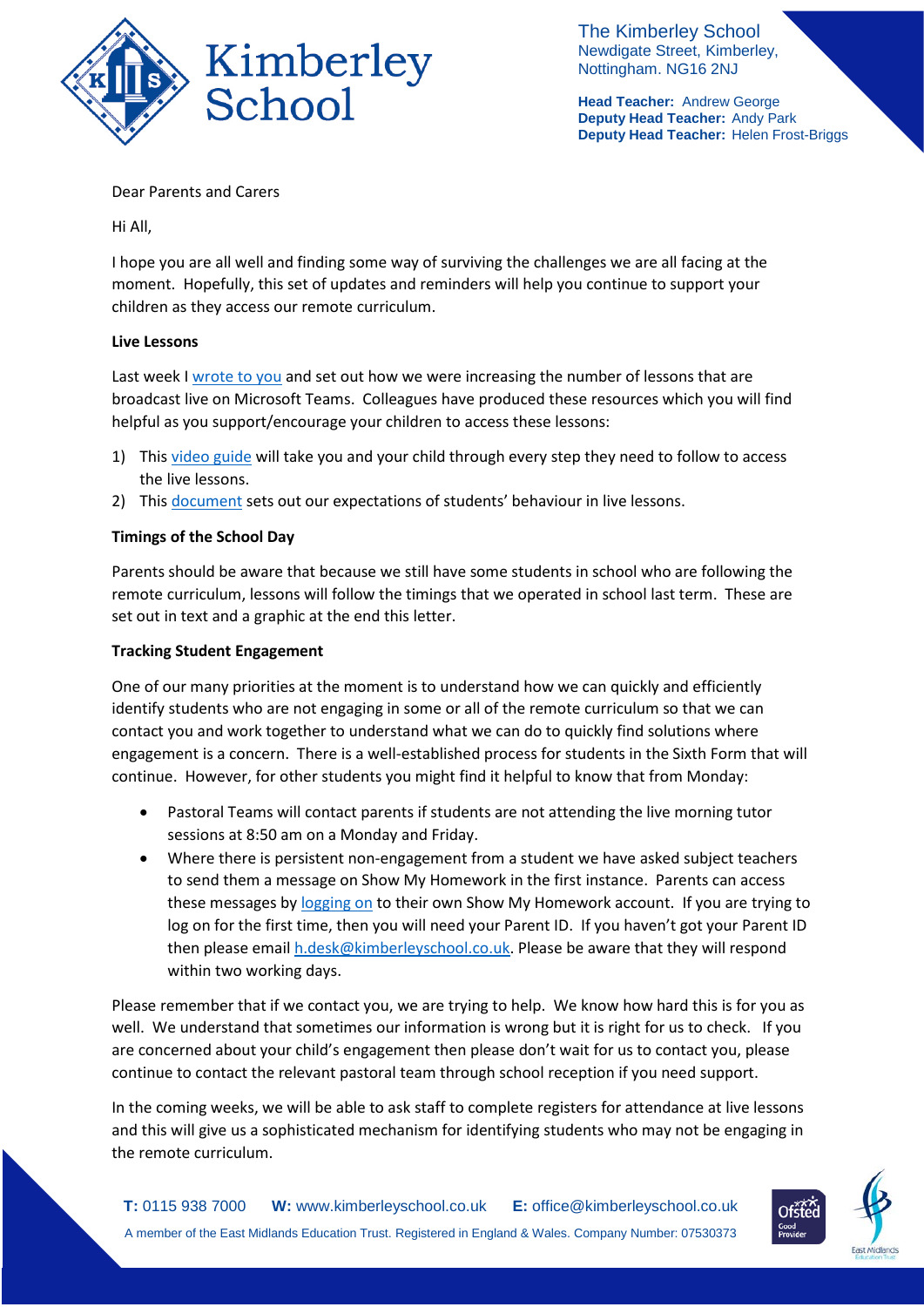The Kimberley School
Newdigate Street, Kimberley,
Nottingham. NG16 2NJ

**Head Teacher:** Andrew George
**Deputy Head Teacher:** Andy Park
**Deputy Head Teacher:** Helen Frost-Briggs

Dear Parents and Carers

Hi All,

I hope you are all well and finding some way of surviving the challenges we are all facing at the moment. Hopefully, this set of updates and reminders will help you continue to support your children as they access our remote curriculum.

**Live Lessons**

Last week I wrote to you and set out how we were increasing the number of lessons that are broadcast live on Microsoft Teams. Colleagues have produced these resources which you will find helpful as you support/encourage your children to access these lessons:

1) This video guide will take you and your child through every step they need to follow to access the live lessons.
2) This document sets out our expectations of students' behaviour in live lessons.

**Timings of the School Day**

Parents should be aware that because we still have some students in school who are following the remote curriculum, lessons will follow the timings that we operated in school last term. These are set out in text and a graphic at the end this letter.

**Tracking Student Engagement**

One of our many priorities at the moment is to understand how we can quickly and efficiently identify students who are not engaging in some or all of the remote curriculum so that we can contact you and work together to understand what we can do to quickly find solutions where engagement is a concern. There is a well-established process for students in the Sixth Form that will continue. However, for other students you might find it helpful to know that from Monday:

- Pastoral Teams will contact parents if students are not attending the live morning tutor sessions at 8:50 am on a Monday and Friday.
- Where there is persistent non-engagement from a student we have asked subject teachers to send them a message on Show My Homework in the first instance. Parents can access these messages by logging on to their own Show My Homework account. If you are trying to log on for the first time, then you will need your Parent ID. If you haven't got your Parent ID then please email h.desk@kimberleyschool.co.uk. Please be aware that they will respond within two working days.

Please remember that if we contact you, we are trying to help. We know how hard this is for you as well. We understand that sometimes our information is wrong but it is right for us to check. If you are concerned about your child's engagement then please don't wait for us to contact you, please continue to contact the relevant pastoral team through school reception if you need support.

In the coming weeks, we will be able to ask staff to complete registers for attendance at live lessons and this will give us a sophisticated mechanism for identifying students who may not be engaging in the remote curriculum.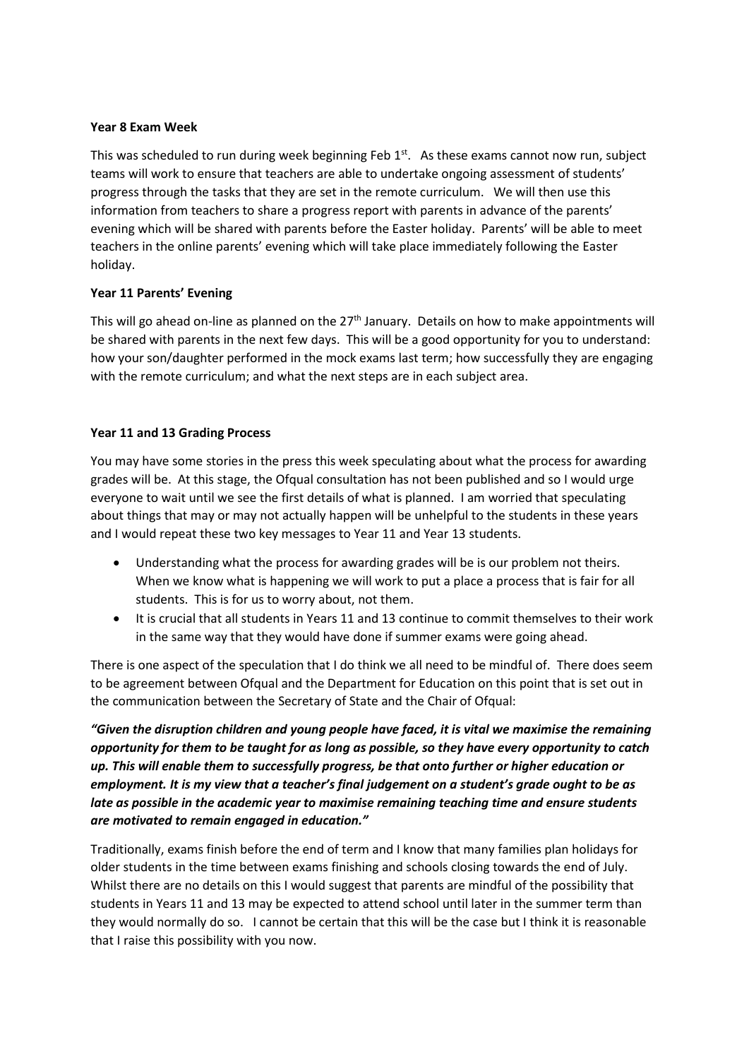**Year 8 Exam Week**

This was scheduled to run during week beginning Feb 1st. As these exams cannot now run, subject teams will work to ensure that teachers are able to undertake ongoing assessment of students' progress through the tasks that they are set in the remote curriculum. We will then use this information from teachers to share a progress report with parents in advance of the parents' evening which will be shared with parents before the Easter holiday. Parents' will be able to meet teachers in the online parents' evening which will take place immediately following the Easter holiday.

**Year 11 Parents' Evening**

This will go ahead on-line as planned on the 27th January. Details on how to make appointments will be shared with parents in the next few days. This will be a good opportunity for you to understand: how your son/daughter performed in the mock exams last term; how successfully they are engaging with the remote curriculum; and what the next steps are in each subject area.

**Year 11 and 13 Grading Process**

You may have some stories in the press this week speculating about what the process for awarding grades will be. At this stage, the Ofqual consultation has not been published and so I would urge everyone to wait until we see the first details of what is planned. I am worried that speculating about things that may or may not actually happen will be unhelpful to the students in these years and I would repeat these two key messages to Year 11 and Year 13 students.

- Understanding what the process for awarding grades will be is our problem not theirs. When we know what is happening we will work to put a place a process that is fair for all students. This is for us to worry about, not them.
- It is crucial that all students in Years 11 and 13 continue to commit themselves to their work in the same way that they would have done if summer exams were going ahead.

There is one aspect of the speculation that I do think we all need to be mindful of. There does seem to be agreement between Ofqual and the Department for Education on this point that is set out in the communication between the Secretary of State and the Chair of Ofqual:

***"Given the disruption children and young people have faced, it is vital we maximise the remaining opportunity for them to be taught for as long as possible, so they have every opportunity to catch up. This will enable them to successfully progress, be that onto further or higher education or employment. It is my view that a teacher's final judgement on a student's grade ought to be as late as possible in the academic year to maximise remaining teaching time and ensure students are motivated to remain engaged in education."***

Traditionally, exams finish before the end of term and I know that many families plan holidays for older students in the time between exams finishing and schools closing towards the end of July. Whilst there are no details on this I would suggest that parents are mindful of the possibility that students in Years 11 and 13 may be expected to attend school until later in the summer term than they would normally do so. I cannot be certain that this will be the case but I think it is reasonable that I raise this possibility with you now.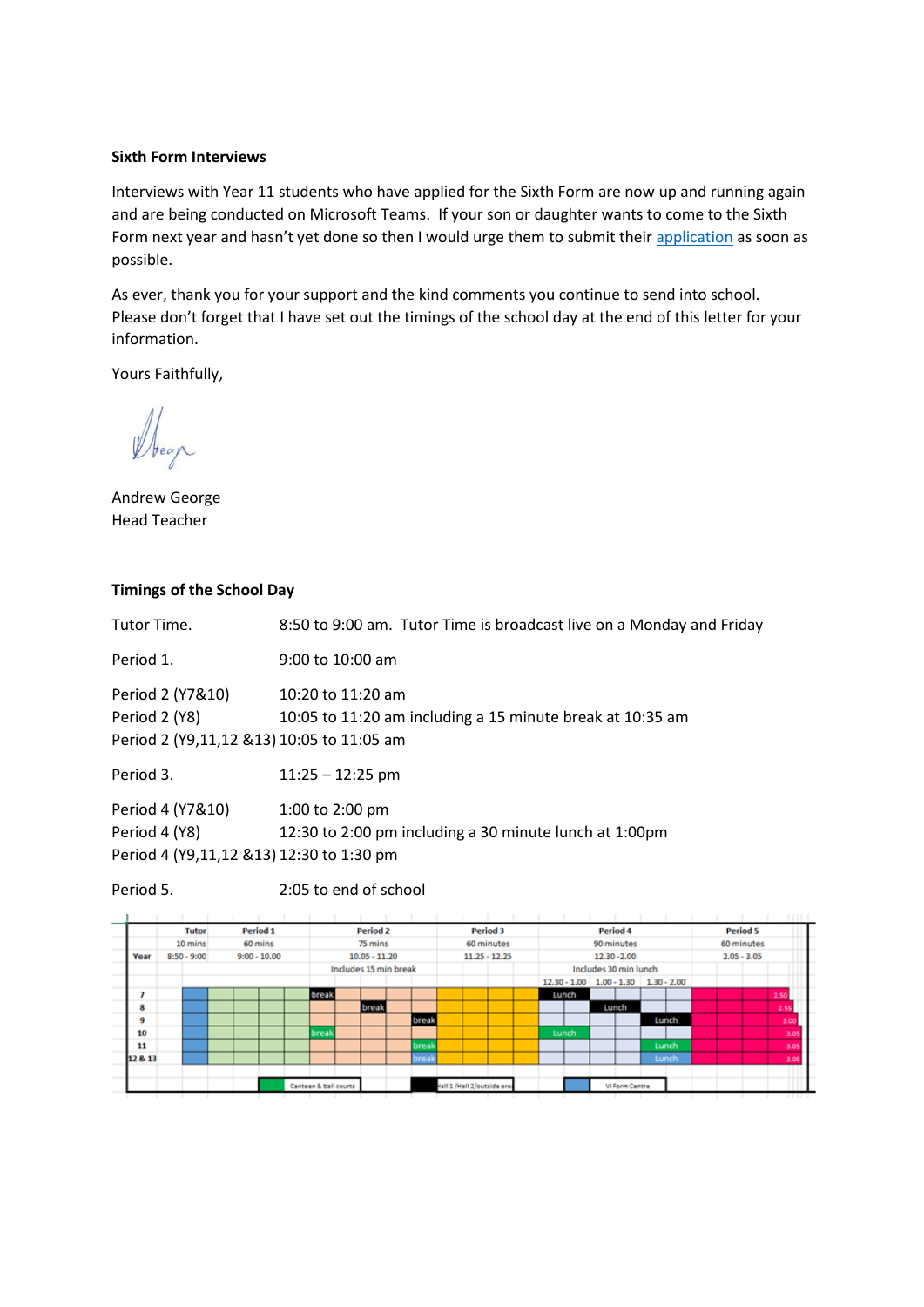**Sixth Form Interviews**

Interviews with Year 11 students who have applied for the Sixth Form are now up and running again and are being conducted on Microsoft Teams. If your son or daughter wants to come to the Sixth Form next year and hasn't yet done so then I would urge them to submit their application as soon as possible.

As ever, thank you for your support and the kind comments you continue to send into school. Please don't forget that I have set out the timings of the school day at the end of this letter for your information.

Yours Faithfully,

Andrew George
Head Teacher

**Timings of the School Day**

Tutor Time. 8:50 to 9:00 am. Tutor Time is broadcast live on a Monday and Friday

Period 1. 9:00 to 10:00 am

Period 2 (Y7&10) 10:20 to 11:20 am
Period 2 (Y8) 10:05 to 11:20 am including a 15 minute break at 10:35 am
Period 2 (Y9,11,12 &13) 10:05 to 11:05 am

Period 3. 11:25 – 12:25 pm

Period 4 (Y7&10) 1:00 to 2:00 pm
Period 4 (Y8) 12:30 to 2:00 pm including a 30 minute lunch at 1:00pm
Period 4 (Y9,11,12 &13) 12:30 to 1:30 pm

Period 5. 2:05 to end of school

| | Tutor | Period 1 | Period 2 | Period 3 | Period 4 | | | Period 5 |
|---|---|---|---|---|---|---|---|---|
| | 10 mins | 60 mins | 75 mins | 60 minutes | 90 minutes | | | 60 minutes |
| Year | 8:50 - 9:00 | 9:00 - 10.00 | 10.05 - 11.20 | 11.25 - 12.25 | 12.30 - 2.00 | | | 2.05 - 3.05 |
| | | | Includes 15 min break | | Includes 30 min lunch | | | |
| | | | | | 12.30 - 1.00 | 1.00 - 1.30 | 1.30 - 2.00 | |
| 7 | | | break | | Lunch | | | 2.50 |
| 8 | | | break | | | Lunch | | 2.55 |
| 9 | | | break | | | | Lunch | 3.00 |
| 10 | | | break | | Lunch | | | 3.05 |
| 11 | | | break | | | | Lunch | 3.05 |
| 12 & 13 | | | break | | | | Lunch | 3.05 |

Canteen & ball courts

Hall 1 /Hall 2/outside area

VI Form Centre